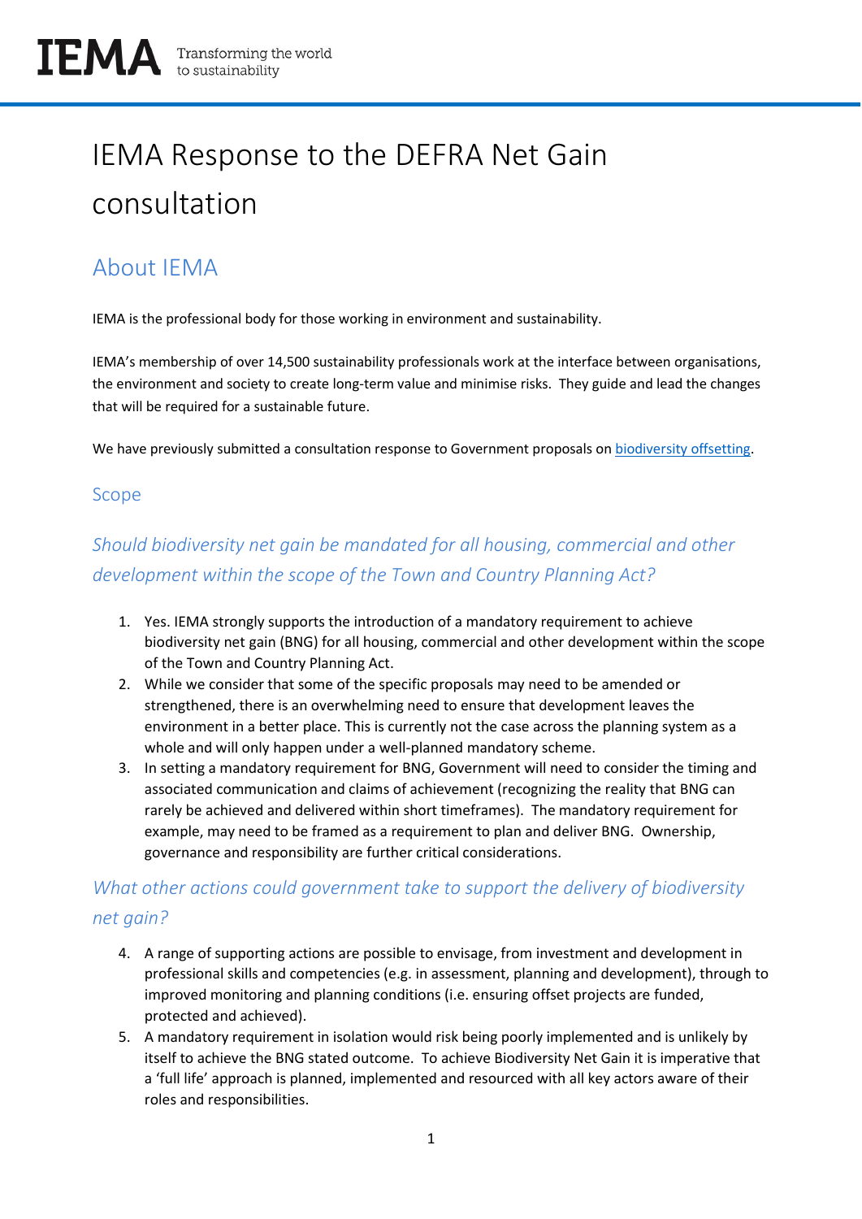# IEMA Response to the DEFRA Net Gain consultation

## About IEMA

IEMA is the professional body for those working in environment and sustainability.

IEMA's membership of over 14,500 sustainability professionals work at the interface between organisations, the environment and society to create long-term value and minimise risks. They guide and lead the changes that will be required for a sustainable future.

We have previously submitted a consultation response to Government proposals on [biodiversity offsetting](biodiversity offsetting).

### Scope

### *Should biodiversity net gain be mandated for all housing, commercial and other development within the scope of the Town and Country Planning Act?*

1. Yes. IEMA strongly supports the introduction of a mandatory requirement to achieve biodiversity net gain (BNG) for all housing, commercial and other development within the scope of the Town and Country Planning Act.
2. While we consider that some of the specific proposals may need to be amended or strengthened, there is an overwhelming need to ensure that development leaves the environment in a better place. This is currently not the case across the planning system as a whole and will only happen under a well-planned mandatory scheme.
3. In setting a mandatory requirement for BNG, Government will need to consider the timing and associated communication and claims of achievement (recognizing the reality that BNG can rarely be achieved and delivered within short timeframes). The mandatory requirement for example, may need to be framed as a requirement to plan and deliver BNG. Ownership, governance and responsibility are further critical considerations.

### *What other actions could government take to support the delivery of biodiversity net gain?*

4. A range of supporting actions are possible to envisage, from investment and development in professional skills and competencies (e.g. in assessment, planning and development), through to improved monitoring and planning conditions (i.e. ensuring offset projects are funded, protected and achieved).
5. A mandatory requirement in isolation would risk being poorly implemented and is unlikely by itself to achieve the BNG stated outcome. To achieve Biodiversity Net Gain it is imperative that a 'full life' approach is planned, implemented and resourced with all key actors aware of their roles and responsibilities.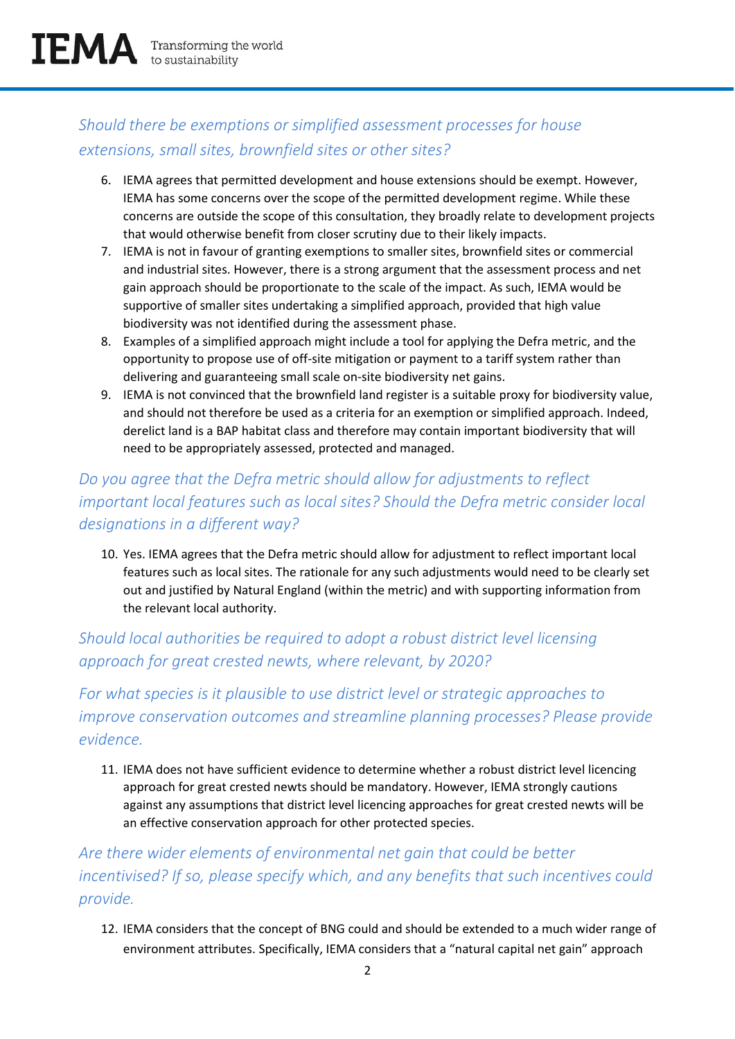### *Should there be exemptions or simplified assessment processes for house extensions, small sites, brownfield sites or other sites?*

6. IEMA agrees that permitted development and house extensions should be exempt. However, IEMA has some concerns over the scope of the permitted development regime. While these concerns are outside the scope of this consultation, they broadly relate to development projects that would otherwise benefit from closer scrutiny due to their likely impacts.
7. IEMA is not in favour of granting exemptions to smaller sites, brownfield sites or commercial and industrial sites. However, there is a strong argument that the assessment process and net gain approach should be proportionate to the scale of the impact. As such, IEMA would be supportive of smaller sites undertaking a simplified approach, provided that high value biodiversity was not identified during the assessment phase.
8. Examples of a simplified approach might include a tool for applying the Defra metric, and the opportunity to propose use of off-site mitigation or payment to a tariff system rather than delivering and guaranteeing small scale on-site biodiversity net gains.
9. IEMA is not convinced that the brownfield land register is a suitable proxy for biodiversity value, and should not therefore be used as a criteria for an exemption or simplified approach. Indeed, derelict land is a BAP habitat class and therefore may contain important biodiversity that will need to be appropriately assessed, protected and managed.

### *Do you agree that the Defra metric should allow for adjustments to reflect important local features such as local sites? Should the Defra metric consider local designations in a different way?*

10. Yes. IEMA agrees that the Defra metric should allow for adjustment to reflect important local features such as local sites. The rationale for any such adjustments would need to be clearly set out and justified by Natural England (within the metric) and with supporting information from the relevant local authority.

### *Should local authorities be required to adopt a robust district level licensing approach for great crested newts, where relevant, by 2020?*

### *For what species is it plausible to use district level or strategic approaches to improve conservation outcomes and streamline planning processes? Please provide evidence.*

11. IEMA does not have sufficient evidence to determine whether a robust district level licencing approach for great crested newts should be mandatory. However, IEMA strongly cautions against any assumptions that district level licencing approaches for great crested newts will be an effective conservation approach for other protected species.

### *Are there wider elements of environmental net gain that could be better incentivised? If so, please specify which, and any benefits that such incentives could provide.*

12. IEMA considers that the concept of BNG could and should be extended to a much wider range of environment attributes. Specifically, IEMA considers that a "natural capital net gain" approach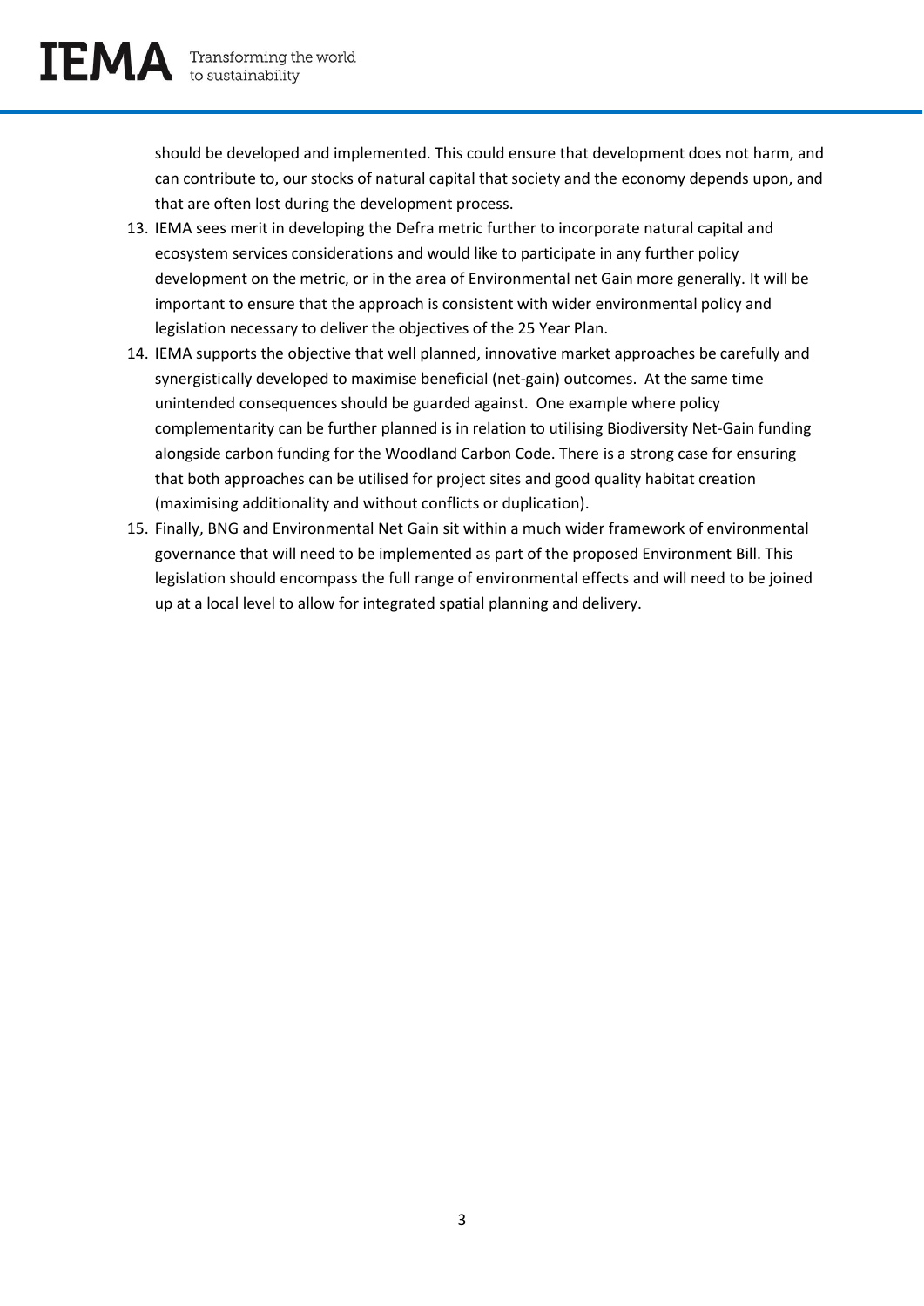should be developed and implemented. This could ensure that development does not harm, and can contribute to, our stocks of natural capital that society and the economy depends upon, and that are often lost during the development process.

13. IEMA sees merit in developing the Defra metric further to incorporate natural capital and ecosystem services considerations and would like to participate in any further policy development on the metric, or in the area of Environmental net Gain more generally. It will be important to ensure that the approach is consistent with wider environmental policy and legislation necessary to deliver the objectives of the 25 Year Plan.
14. IEMA supports the objective that well planned, innovative market approaches be carefully and synergistically developed to maximise beneficial (net-gain) outcomes. At the same time unintended consequences should be guarded against. One example where policy complementarity can be further planned is in relation to utilising Biodiversity Net-Gain funding alongside carbon funding for the Woodland Carbon Code. There is a strong case for ensuring that both approaches can be utilised for project sites and good quality habitat creation (maximising additionality and without conflicts or duplication).
15. Finally, BNG and Environmental Net Gain sit within a much wider framework of environmental governance that will need to be implemented as part of the proposed Environment Bill. This legislation should encompass the full range of environmental effects and will need to be joined up at a local level to allow for integrated spatial planning and delivery.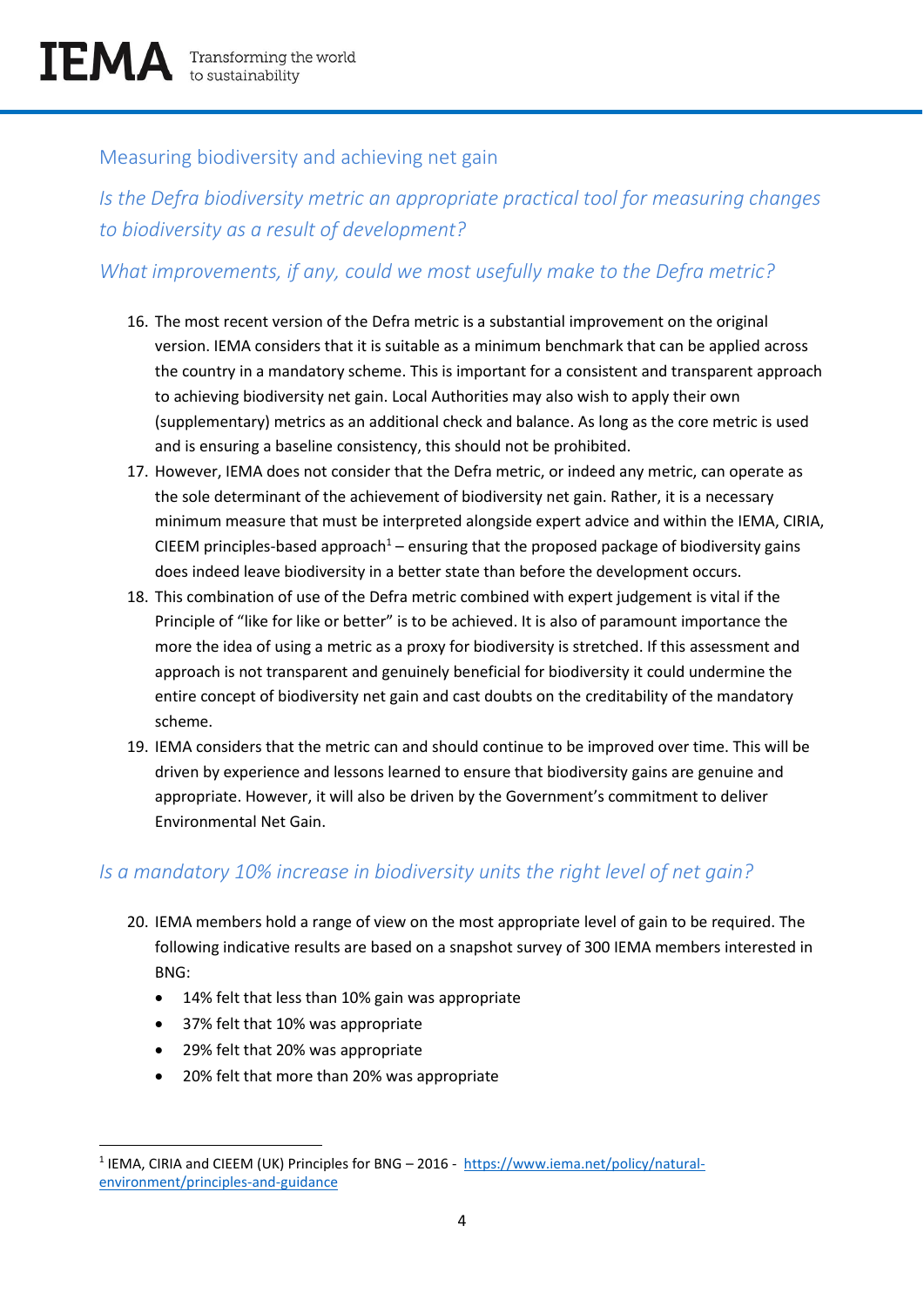## Measuring biodiversity and achieving net gain

### *Is the Defra biodiversity metric an appropriate practical tool for measuring changes to biodiversity as a result of development?*

### *What improvements, if any, could we most usefully make to the Defra metric?*

16. The most recent version of the Defra metric is a substantial improvement on the original version. IEMA considers that it is suitable as a minimum benchmark that can be applied across the country in a mandatory scheme. This is important for a consistent and transparent approach to achieving biodiversity net gain. Local Authorities may also wish to apply their own (supplementary) metrics as an additional check and balance. As long as the core metric is used and is ensuring a baseline consistency, this should not be prohibited.
17. However, IEMA does not consider that the Defra metric, or indeed any metric, can operate as the sole determinant of the achievement of biodiversity net gain. Rather, it is a necessary minimum measure that must be interpreted alongside expert advice and within the IEMA, CIRIA, CIEEM principles-based approach[1] – ensuring that the proposed package of biodiversity gains does indeed leave biodiversity in a better state than before the development occurs.
18. This combination of use of the Defra metric combined with expert judgement is vital if the Principle of "like for like or better" is to be achieved. It is also of paramount importance the more the idea of using a metric as a proxy for biodiversity is stretched. If this assessment and approach is not transparent and genuinely beneficial for biodiversity it could undermine the entire concept of biodiversity net gain and cast doubts on the creditability of the mandatory scheme.
19. IEMA considers that the metric can and should continue to be improved over time. This will be driven by experience and lessons learned to ensure that biodiversity gains are genuine and appropriate. However, it will also be driven by the Government's commitment to deliver Environmental Net Gain.

### *Is a mandatory 10% increase in biodiversity units the right level of net gain?*

20. IEMA members hold a range of view on the most appropriate level of gain to be required. The following indicative results are based on a snapshot survey of 300 IEMA members interested in BNG:
    - 14% felt that less than 10% gain was appropriate
    - 37% felt that 10% was appropriate
    - 29% felt that 20% was appropriate
    - 20% felt that more than 20% was appropriate

[1] IEMA, CIRIA and CIEEM (UK) Principles for BNG – 2016 - https://www.iema.net/policy/natural-environment/principles-and-guidance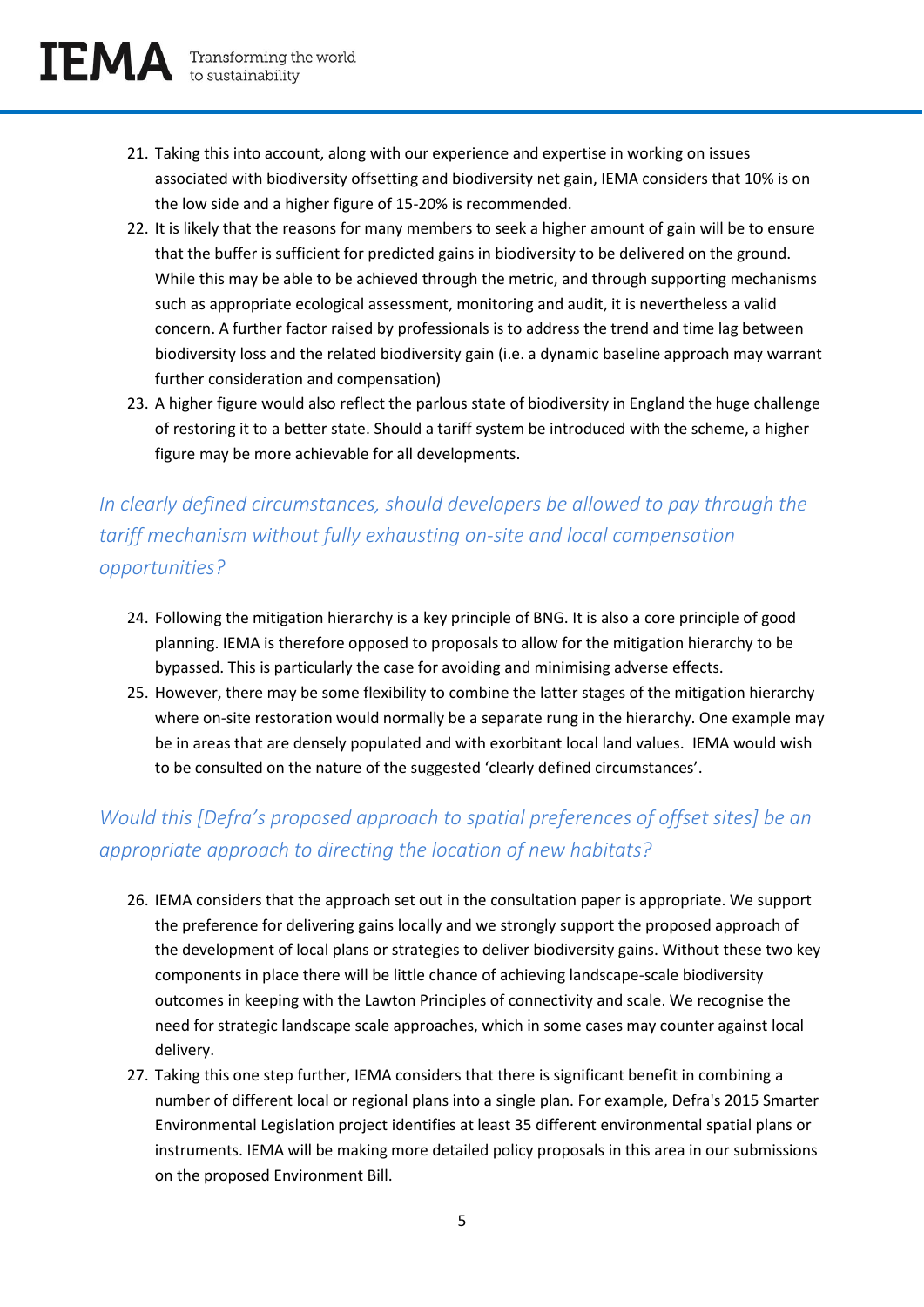21. Taking this into account, along with our experience and expertise in working on issues associated with biodiversity offsetting and biodiversity net gain, IEMA considers that 10% is on the low side and a higher figure of 15-20% is recommended.
22. It is likely that the reasons for many members to seek a higher amount of gain will be to ensure that the buffer is sufficient for predicted gains in biodiversity to be delivered on the ground. While this may be able to be achieved through the metric, and through supporting mechanisms such as appropriate ecological assessment, monitoring and audit, it is nevertheless a valid concern. A further factor raised by professionals is to address the trend and time lag between biodiversity loss and the related biodiversity gain (i.e. a dynamic baseline approach may warrant further consideration and compensation)
23. A higher figure would also reflect the parlous state of biodiversity in England the huge challenge of restoring it to a better state. Should a tariff system be introduced with the scheme, a higher figure may be more achievable for all developments.

### *In clearly defined circumstances, should developers be allowed to pay through the tariff mechanism without fully exhausting on-site and local compensation opportunities?*

24. Following the mitigation hierarchy is a key principle of BNG. It is also a core principle of good planning. IEMA is therefore opposed to proposals to allow for the mitigation hierarchy to be bypassed. This is particularly the case for avoiding and minimising adverse effects.
25. However, there may be some flexibility to combine the latter stages of the mitigation hierarchy where on-site restoration would normally be a separate rung in the hierarchy. One example may be in areas that are densely populated and with exorbitant local land values. IEMA would wish to be consulted on the nature of the suggested 'clearly defined circumstances'.

### *Would this [Defra's proposed approach to spatial preferences of offset sites] be an appropriate approach to directing the location of new habitats?*

26. IEMA considers that the approach set out in the consultation paper is appropriate. We support the preference for delivering gains locally and we strongly support the proposed approach of the development of local plans or strategies to deliver biodiversity gains. Without these two key components in place there will be little chance of achieving landscape-scale biodiversity outcomes in keeping with the Lawton Principles of connectivity and scale. We recognise the need for strategic landscape scale approaches, which in some cases may counter against local delivery.
27. Taking this one step further, IEMA considers that there is significant benefit in combining a number of different local or regional plans into a single plan. For example, Defra's 2015 Smarter Environmental Legislation project identifies at least 35 different environmental spatial plans or instruments. IEMA will be making more detailed policy proposals in this area in our submissions on the proposed Environment Bill.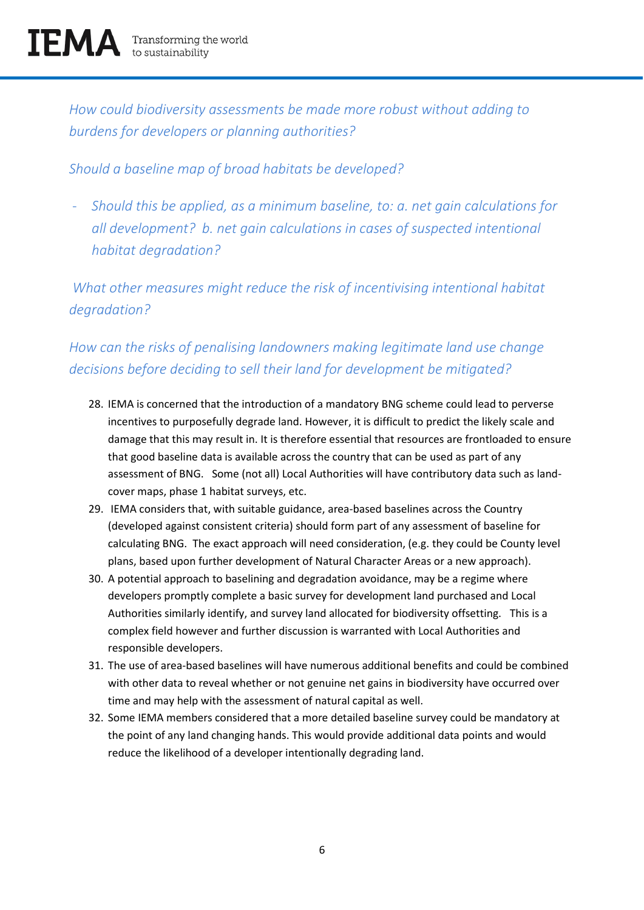*How could biodiversity assessments be made more robust without adding to burdens for developers or planning authorities?*

*Should a baseline map of broad habitats be developed?*

- *Should this be applied, as a minimum baseline, to: a. net gain calculations for all development? b. net gain calculations in cases of suspected intentional habitat degradation?*

*What other measures might reduce the risk of incentivising intentional habitat degradation?*

*How can the risks of penalising landowners making legitimate land use change decisions before deciding to sell their land for development be mitigated?*

28. IEMA is concerned that the introduction of a mandatory BNG scheme could lead to perverse incentives to purposefully degrade land. However, it is difficult to predict the likely scale and damage that this may result in. It is therefore essential that resources are frontloaded to ensure that good baseline data is available across the country that can be used as part of any assessment of BNG. Some (not all) Local Authorities will have contributory data such as land-cover maps, phase 1 habitat surveys, etc.
29. IEMA considers that, with suitable guidance, area-based baselines across the Country (developed against consistent criteria) should form part of any assessment of baseline for calculating BNG. The exact approach will need consideration, (e.g. they could be County level plans, based upon further development of Natural Character Areas or a new approach).
30. A potential approach to baselining and degradation avoidance, may be a regime where developers promptly complete a basic survey for development land purchased and Local Authorities similarly identify, and survey land allocated for biodiversity offsetting. This is a complex field however and further discussion is warranted with Local Authorities and responsible developers.
31. The use of area-based baselines will have numerous additional benefits and could be combined with other data to reveal whether or not genuine net gains in biodiversity have occurred over time and may help with the assessment of natural capital as well.
32. Some IEMA members considered that a more detailed baseline survey could be mandatory at the point of any land changing hands. This would provide additional data points and would reduce the likelihood of a developer intentionally degrading land.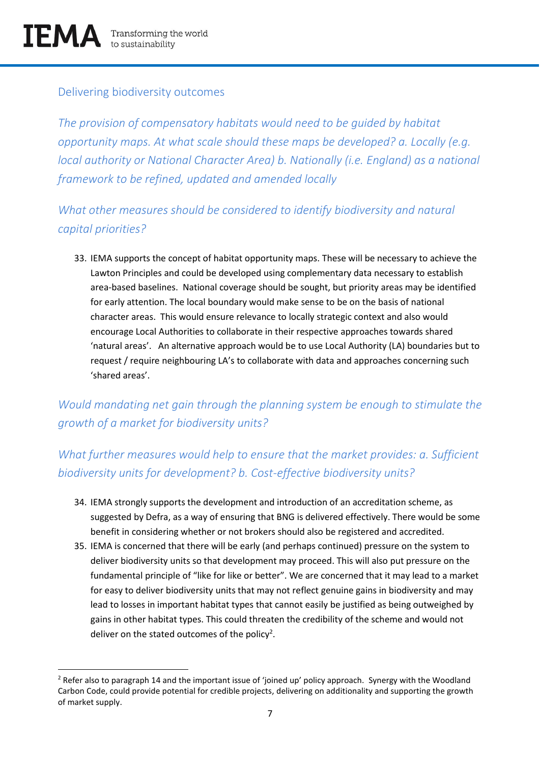## Delivering biodiversity outcomes

*The provision of compensatory habitats would need to be guided by habitat opportunity maps. At what scale should these maps be developed? a. Locally (e.g. local authority or National Character Area) b. Nationally (i.e. England) as a national framework to be refined, updated and amended locally*

*What other measures should be considered to identify biodiversity and natural capital priorities?*

33. IEMA supports the concept of habitat opportunity maps. These will be necessary to achieve the Lawton Principles and could be developed using complementary data necessary to establish area-based baselines. National coverage should be sought, but priority areas may be identified for early attention. The local boundary would make sense to be on the basis of national character areas. This would ensure relevance to locally strategic context and also would encourage Local Authorities to collaborate in their respective approaches towards shared 'natural areas'. An alternative approach would be to use Local Authority (LA) boundaries but to request / require neighbouring LA's to collaborate with data and approaches concerning such 'shared areas'.

*Would mandating net gain through the planning system be enough to stimulate the growth of a market for biodiversity units?*

*What further measures would help to ensure that the market provides: a. Sufficient biodiversity units for development? b. Cost-effective biodiversity units?*

34. IEMA strongly supports the development and introduction of an accreditation scheme, as suggested by Defra, as a way of ensuring that BNG is delivered effectively. There would be some benefit in considering whether or not brokers should also be registered and accredited.
35. IEMA is concerned that there will be early (and perhaps continued) pressure on the system to deliver biodiversity units so that development may proceed. This will also put pressure on the fundamental principle of "like for like or better". We are concerned that it may lead to a market for easy to deliver biodiversity units that may not reflect genuine gains in biodiversity and may lead to losses in important habitat types that cannot easily be justified as being outweighed by gains in other habitat types. This could threaten the credibility of the scheme and would not deliver on the stated outcomes of the policy[2].

[2] Refer also to paragraph 14 and the important issue of 'joined up' policy approach. Synergy with the Woodland Carbon Code, could provide potential for credible projects, delivering on additionality and supporting the growth of market supply.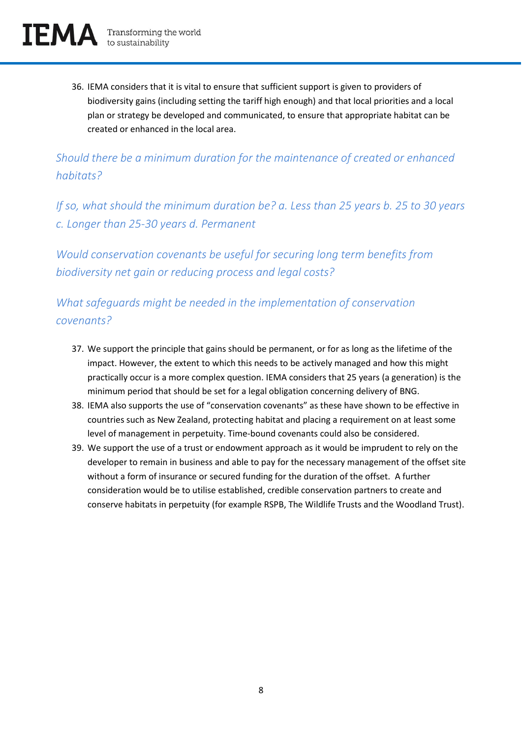36. IEMA considers that it is vital to ensure that sufficient support is given to providers of biodiversity gains (including setting the tariff high enough) and that local priorities and a local plan or strategy be developed and communicated, to ensure that appropriate habitat can be created or enhanced in the local area.

*Should there be a minimum duration for the maintenance of created or enhanced habitats?*

*If so, what should the minimum duration be? a. Less than 25 years b. 25 to 30 years c. Longer than 25-30 years d. Permanent*

*Would conservation covenants be useful for securing long term benefits from biodiversity net gain or reducing process and legal costs?*

*What safeguards might be needed in the implementation of conservation covenants?*

37. We support the principle that gains should be permanent, or for as long as the lifetime of the impact. However, the extent to which this needs to be actively managed and how this might practically occur is a more complex question. IEMA considers that 25 years (a generation) is the minimum period that should be set for a legal obligation concerning delivery of BNG.
38. IEMA also supports the use of "conservation covenants" as these have shown to be effective in countries such as New Zealand, protecting habitat and placing a requirement on at least some level of management in perpetuity. Time-bound covenants could also be considered.
39. We support the use of a trust or endowment approach as it would be imprudent to rely on the developer to remain in business and able to pay for the necessary management of the offset site without a form of insurance or secured funding for the duration of the offset. A further consideration would be to utilise established, credible conservation partners to create and conserve habitats in perpetuity (for example RSPB, The Wildlife Trusts and the Woodland Trust).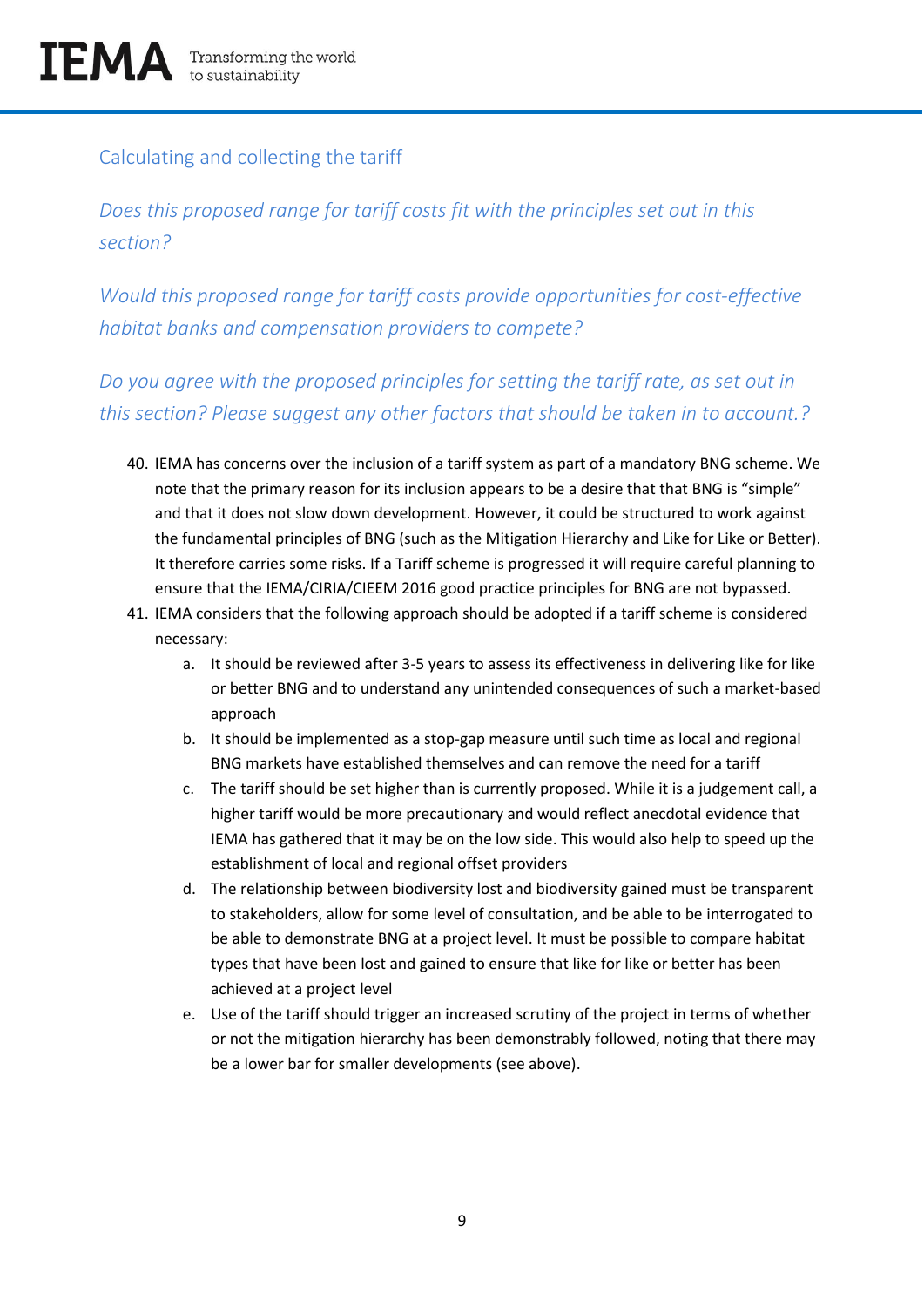## Calculating and collecting the tariff

*Does this proposed range for tariff costs fit with the principles set out in this section?*

*Would this proposed range for tariff costs provide opportunities for cost-effective habitat banks and compensation providers to compete?*

*Do you agree with the proposed principles for setting the tariff rate, as set out in this section? Please suggest any other factors that should be taken in to account.?*

40. IEMA has concerns over the inclusion of a tariff system as part of a mandatory BNG scheme. We note that the primary reason for its inclusion appears to be a desire that that BNG is "simple" and that it does not slow down development. However, it could be structured to work against the fundamental principles of BNG (such as the Mitigation Hierarchy and Like for Like or Better). It therefore carries some risks. If a Tariff scheme is progressed it will require careful planning to ensure that the IEMA/CIRIA/CIEEM 2016 good practice principles for BNG are not bypassed.
41. IEMA considers that the following approach should be adopted if a tariff scheme is considered necessary:
    a. It should be reviewed after 3-5 years to assess its effectiveness in delivering like for like or better BNG and to understand any unintended consequences of such a market-based approach
    b. It should be implemented as a stop-gap measure until such time as local and regional BNG markets have established themselves and can remove the need for a tariff
    c. The tariff should be set higher than is currently proposed. While it is a judgement call, a higher tariff would be more precautionary and would reflect anecdotal evidence that IEMA has gathered that it may be on the low side. This would also help to speed up the establishment of local and regional offset providers
    d. The relationship between biodiversity lost and biodiversity gained must be transparent to stakeholders, allow for some level of consultation, and be able to be interrogated to be able to demonstrate BNG at a project level. It must be possible to compare habitat types that have been lost and gained to ensure that like for like or better has been achieved at a project level
    e. Use of the tariff should trigger an increased scrutiny of the project in terms of whether or not the mitigation hierarchy has been demonstrably followed, noting that there may be a lower bar for smaller developments (see above).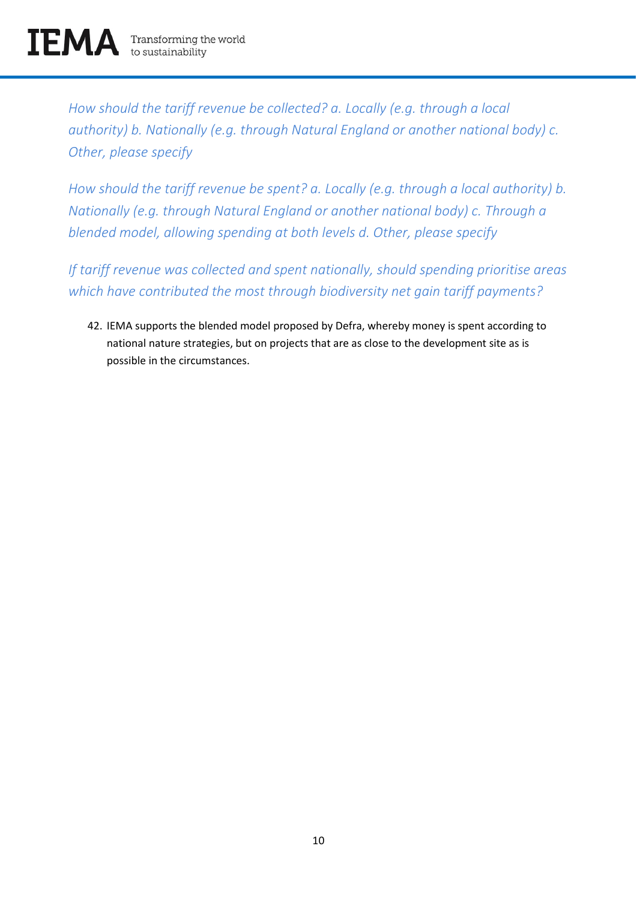*How should the tariff revenue be collected? a. Locally (e.g. through a local authority) b. Nationally (e.g. through Natural England or another national body) c. Other, please specify*

*How should the tariff revenue be spent? a. Locally (e.g. through a local authority) b. Nationally (e.g. through Natural England or another national body) c. Through a blended model, allowing spending at both levels d. Other, please specify*

*If tariff revenue was collected and spent nationally, should spending prioritise areas which have contributed the most through biodiversity net gain tariff payments?*

42. IEMA supports the blended model proposed by Defra, whereby money is spent according to national nature strategies, but on projects that are as close to the development site as is possible in the circumstances.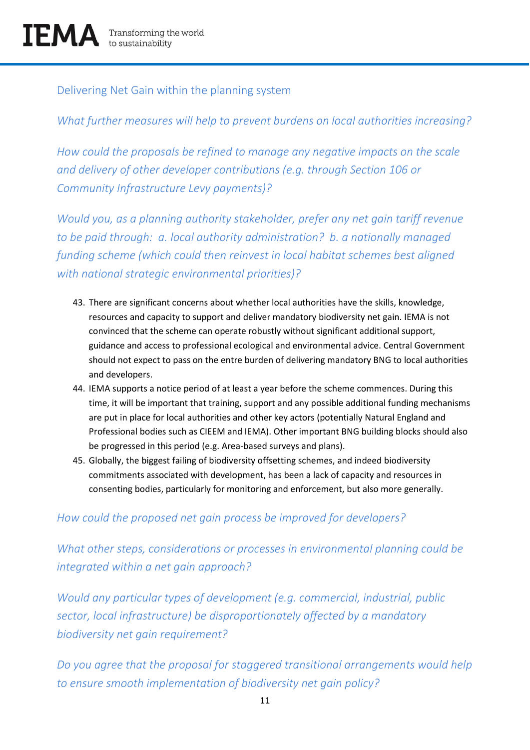## Delivering Net Gain within the planning system

*What further measures will help to prevent burdens on local authorities increasing?*

*How could the proposals be refined to manage any negative impacts on the scale and delivery of other developer contributions (e.g. through Section 106 or Community Infrastructure Levy payments)?*

*Would you, as a planning authority stakeholder, prefer any net gain tariff revenue to be paid through: a. local authority administration? b. a nationally managed funding scheme (which could then reinvest in local habitat schemes best aligned with national strategic environmental priorities)?*

43. There are significant concerns about whether local authorities have the skills, knowledge, resources and capacity to support and deliver mandatory biodiversity net gain. IEMA is not convinced that the scheme can operate robustly without significant additional support, guidance and access to professional ecological and environmental advice. Central Government should not expect to pass on the entre burden of delivering mandatory BNG to local authorities and developers.
44. IEMA supports a notice period of at least a year before the scheme commences. During this time, it will be important that training, support and any possible additional funding mechanisms are put in place for local authorities and other key actors (potentially Natural England and Professional bodies such as CIEEM and IEMA). Other important BNG building blocks should also be progressed in this period (e.g. Area-based surveys and plans).
45. Globally, the biggest failing of biodiversity offsetting schemes, and indeed biodiversity commitments associated with development, has been a lack of capacity and resources in consenting bodies, particularly for monitoring and enforcement, but also more generally.

*How could the proposed net gain process be improved for developers?*

*What other steps, considerations or processes in environmental planning could be integrated within a net gain approach?*

*Would any particular types of development (e.g. commercial, industrial, public sector, local infrastructure) be disproportionately affected by a mandatory biodiversity net gain requirement?*

*Do you agree that the proposal for staggered transitional arrangements would help to ensure smooth implementation of biodiversity net gain policy?*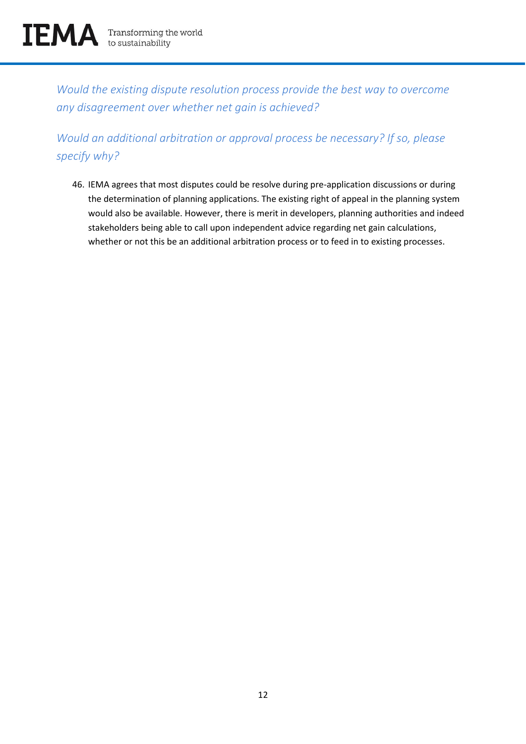*Would the existing dispute resolution process provide the best way to overcome any disagreement over whether net gain is achieved?*

*Would an additional arbitration or approval process be necessary? If so, please specify why?*

46. IEMA agrees that most disputes could be resolve during pre-application discussions or during the determination of planning applications. The existing right of appeal in the planning system would also be available. However, there is merit in developers, planning authorities and indeed stakeholders being able to call upon independent advice regarding net gain calculations, whether or not this be an additional arbitration process or to feed in to existing processes.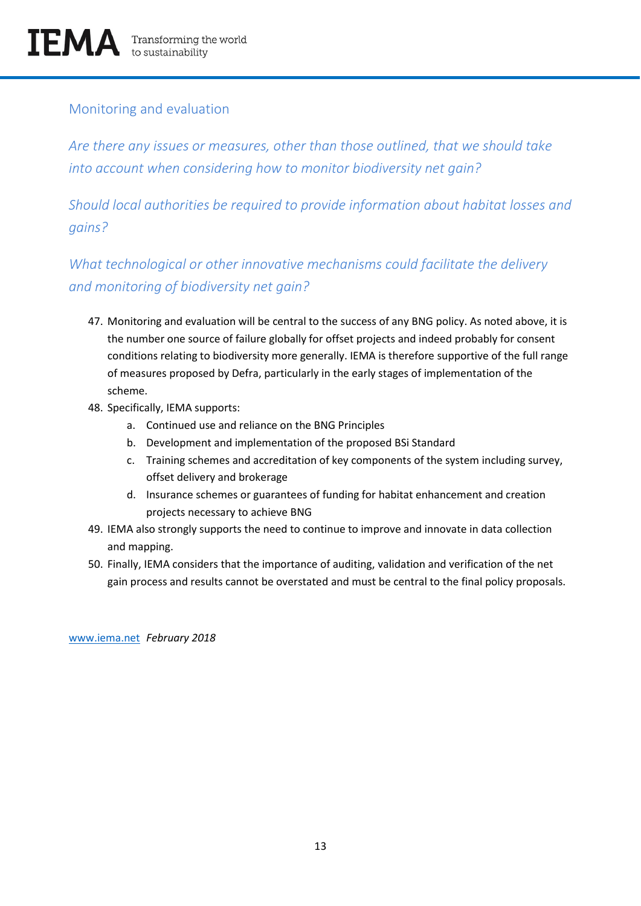## Monitoring and evaluation

*Are there any issues or measures, other than those outlined, that we should take into account when considering how to monitor biodiversity net gain?*

*Should local authorities be required to provide information about habitat losses and gains?*

*What technological or other innovative mechanisms could facilitate the delivery and monitoring of biodiversity net gain?*

47. Monitoring and evaluation will be central to the success of any BNG policy. As noted above, it is the number one source of failure globally for offset projects and indeed probably for consent conditions relating to biodiversity more generally. IEMA is therefore supportive of the full range of measures proposed by Defra, particularly in the early stages of implementation of the scheme.
48. Specifically, IEMA supports:
    a. Continued use and reliance on the BNG Principles
    b. Development and implementation of the proposed BSi Standard
    c. Training schemes and accreditation of key components of the system including survey, offset delivery and brokerage
    d. Insurance schemes or guarantees of funding for habitat enhancement and creation projects necessary to achieve BNG
49. IEMA also strongly supports the need to continue to improve and innovate in data collection and mapping.
50. Finally, IEMA considers that the importance of auditing, validation and verification of the net gain process and results cannot be overstated and must be central to the final policy proposals.

www.iema.net *February 2018*